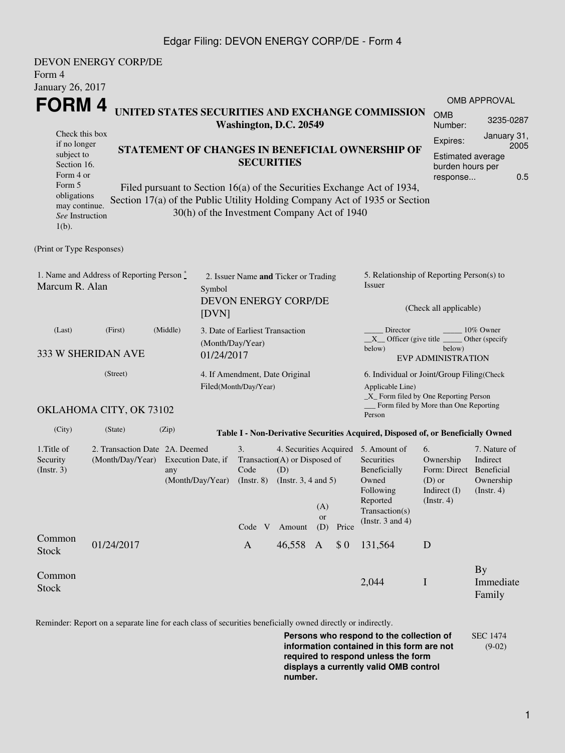DEVON ENERGY CORP/DE
Form 4
January 26, 2017

# FORM 4

**UNITED STATES SECURITIES AND EXCHANGE COMMISSION**
**Washington, D.C. 20549**

| OMB APPROVAL | |
|---|---|
| OMB Number: | 3235-0287 |
| Expires: | January 31, 2005 |
| Estimated average burden hours per response... | 0.5 |

Check this box if no longer subject to Section 16. Form 4 or Form 5 obligations may continue. *See* Instruction 1(b).

**STATEMENT OF CHANGES IN BENEFICIAL OWNERSHIP OF SECURITIES**

Filed pursuant to Section 16(a) of the Securities Exchange Act of 1934, Section 17(a) of the Public Utility Holding Company Act of 1935 or Section 30(h) of the Investment Company Act of 1940

(Print or Type Responses)

1. Name and Address of Reporting Person *
Marcum R. Alan

(Last) (First) (Middle)

333 W SHERIDAN AVE

(Street)

OKLAHOMA CITY, OK 73102

(City) (State) (Zip)

2. Issuer Name **and** Ticker or Trading Symbol
DEVON ENERGY CORP/DE [DVN]

3. Date of Earliest Transaction (Month/Day/Year)
01/24/2017

4. If Amendment, Date Original Filed(Month/Day/Year)

5. Relationship of Reporting Person(s) to Issuer

(Check all applicable)

_____ Director _____ 10% Owner
__X__ Officer (give title below) _____ Other (specify below)
EVP ADMINISTRATION

6. Individual or Joint/Group Filing(Check Applicable Line)
_X_ Form filed by One Reporting Person
___ Form filed by More than One Reporting Person

**Table I - Non-Derivative Securities Acquired, Disposed of, or Beneficially Owned**

| 1.Title of Security (Instr. 3) | 2. Transaction Date (Month/Day/Year) | 2A. Deemed Execution Date, if any (Month/Day/Year) | 3. Transaction Code (Instr. 8) | | 4. Securities Acquired (A) or Disposed of (D) (Instr. 3, 4 and 5) | | | 5. Amount of Securities Beneficially Owned Following Reported Transaction(s) (Instr. 3 and 4) | 6. Ownership Form: Direct (D) or Indirect (I) (Instr. 4) | 7. Nature of Indirect Beneficial Ownership (Instr. 4) |
|---|---|---|---|---|---|---|---|---|---|---|
| | | | Code | V | Amount | (A) or (D) | Price | | | |
| Common Stock | 01/24/2017 | | A | | 46,558 | A | $ 0 | 131,564 | D | |
| Common Stock | | | | | | | | 2,044 | I | By Immediate Family |

Reminder: Report on a separate line for each class of securities beneficially owned directly or indirectly.

**Persons who respond to the collection of information contained in this form are not required to respond unless the form displays a currently valid OMB control number.**

SEC 1474 (9-02)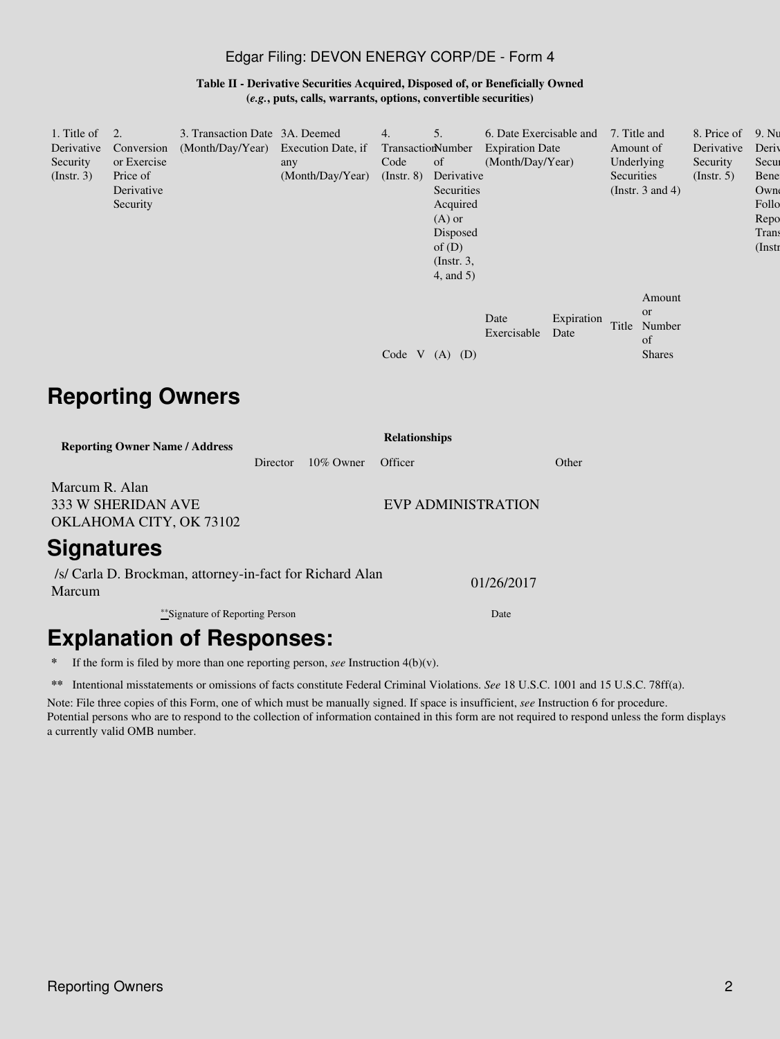Table II - Derivative Securities Acquired, Disposed of, or Beneficially Owned
(*e.g.*, puts, calls, warrants, options, convertible securities)

| 1. Title of Derivative Security (Instr. 3) | 2. Conversion or Exercise Price of Derivative Security | 3. Transaction Date (Month/Day/Year) | 3A. Deemed Execution Date, if any (Month/Day/Year) | 4. Transaction Code (Instr. 8) | | 5. Number of Derivative Securities Acquired (A) or Disposed of (D) (Instr. 3, 4, and 5) | | 6. Date Exercisable and Expiration Date (Month/Day/Year) | | 7. Title and Amount of Underlying Securities (Instr. 3 and 4) | | 8. Price of Derivative Security (Instr. 5) | 9. Nu Deriv Secur Bene Owne Follo Repo Trans (Instr |
|---|---|---|---|---|---|---|---|---|---|---|---|---|---|
| | | | | Code | V | (A) | (D) | Date Exercisable | Expiration Date | Title | Amount or Number of Shares | | |

## Reporting Owners

| Reporting Owner Name / Address | Relationships | | | |
|---|---|---|---|---|
| | Director | 10% Owner | Officer | Other |
| Marcum R. Alan<br>333 W SHERIDAN AVE<br>OKLAHOMA CITY, OK 73102 | | | EVP ADMINISTRATION | |

## Signatures

| | |
|---|---|
| /s/ Carla D. Brockman, attorney-in-fact for Richard Alan Marcum | 01/26/2017 |
| **Signature of Reporting Person | Date |

## Explanation of Responses:

* If the form is filed by more than one reporting person, *see* Instruction 4(b)(v).

** Intentional misstatements or omissions of facts constitute Federal Criminal Violations. *See* 18 U.S.C. 1001 and 15 U.S.C. 78ff(a).

Note: File three copies of this Form, one of which must be manually signed. If space is insufficient, *see* Instruction 6 for procedure.
Potential persons who are to respond to the collection of information contained in this form are not required to respond unless the form displays a currently valid OMB number.